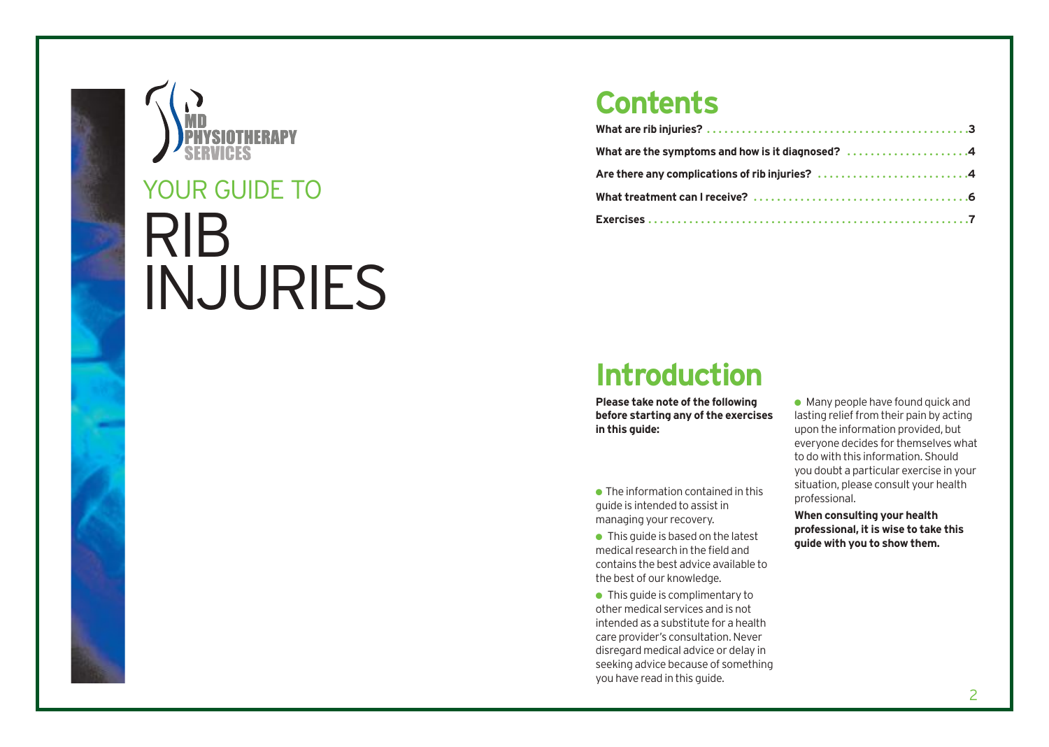MD PHYSIOTHERAPY SERVICES

YOUR GUIDE TO

# RIB INJURIES

## Contents

**What are rib injuries? ........................................... 3**

**What are the symptoms and how is it diagnosed? .................... 4**

**Are there any complications of rib injuries? ......................... 4**

**What treatment can I receive? .................................... 6**

**Exercises ....................................................... 7**

## Introduction

**Please take note of the following before starting any of the exercises in this guide:**

- The information contained in this guide is intended to assist in managing your recovery.
- This guide is based on the latest medical research in the field and contains the best advice available to the best of our knowledge.
- This guide is complimentary to other medical services and is not intended as a substitute for a health care provider's consultation. Never disregard medical advice or delay in seeking advice because of something you have read in this guide.
- Many people have found quick and lasting relief from their pain by acting upon the information provided, but everyone decides for themselves what to do with this information. Should you doubt a particular exercise in your situation, please consult your health professional.

**When consulting your health professional, it is wise to take this guide with you to show them.**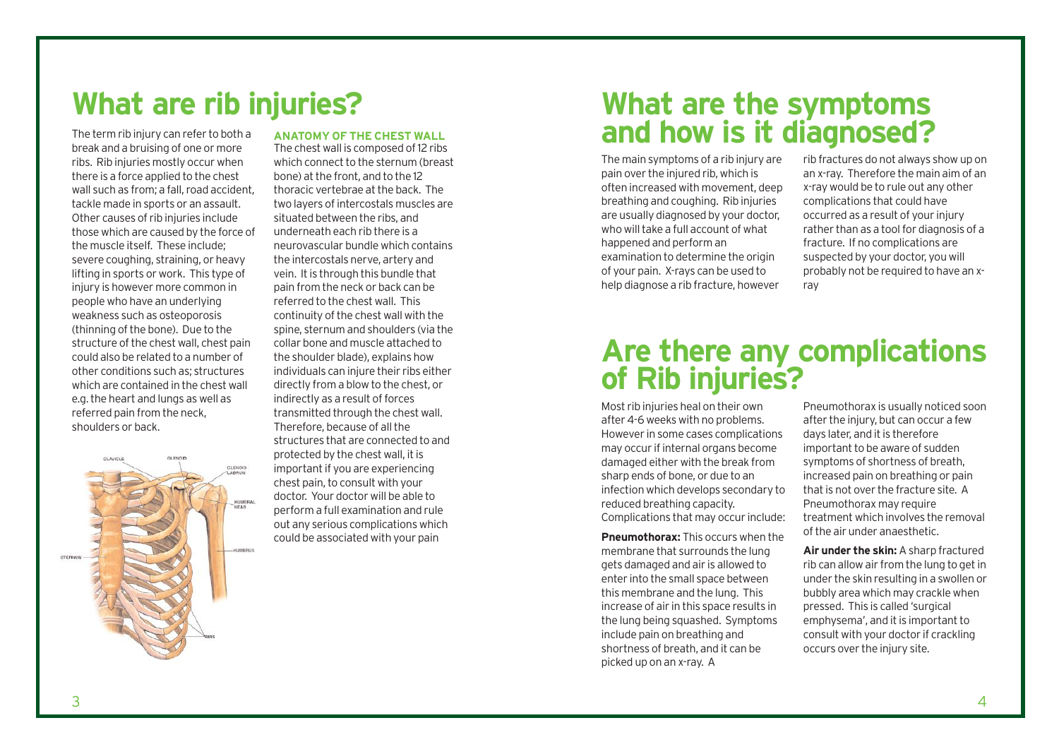# What are rib injuries?

The term rib injury can refer to both a break and a bruising of one or more ribs. Rib injuries mostly occur when there is a force applied to the chest wall such as from; a fall, road accident, tackle made in sports or an assault. Other causes of rib injuries include those which are caused by the force of the muscle itself. These include; severe coughing, straining, or heavy lifting in sports or work. This type of injury is however more common in people who have an underlying weakness such as osteoporosis (thinning of the bone). Due to the structure of the chest wall, chest pain could also be related to a number of other conditions such as; structures which are contained in the chest wall e.g. the heart and lungs as well as referred pain from the neck, shoulders or back.

### ANATOMY OF THE CHEST WALL

The chest wall is composed of 12 ribs which connect to the sternum (breast bone) at the front, and to the 12 thoracic vertebrae at the back. The two layers of intercostals muscles are situated between the ribs, and underneath each rib there is a neurovascular bundle which contains the intercostals nerve, artery and vein. It is through this bundle that pain from the neck or back can be referred to the chest wall. This continuity of the chest wall with the spine, sternum and shoulders (via the collar bone and muscle attached to the shoulder blade), explains how individuals can injure their ribs either directly from a blow to the chest, or indirectly as a result of forces transmitted through the chest wall. Therefore, because of all the structures that are connected to and protected by the chest wall, it is important if you are experiencing chest pain, to consult with your doctor. Your doctor will be able to perform a full examination and rule out any serious complications which could be associated with your pain

# What are the symptoms and how is it diagnosed?

The main symptoms of a rib injury are pain over the injured rib, which is often increased with movement, deep breathing and coughing. Rib injuries are usually diagnosed by your doctor, who will take a full account of what happened and perform an examination to determine the origin of your pain. X-rays can be used to help diagnose a rib fracture, however rib fractures do not always show up on an x-ray. Therefore the main aim of an x-ray would be to rule out any other complications that could have occurred as a result of your injury rather than as a tool for diagnosis of a fracture. If no complications are suspected by your doctor, you will probably not be required to have an x-ray

# Are there any complications of Rib injuries?

Most rib injuries heal on their own after 4-6 weeks with no problems. However in some cases complications may occur if internal organs become damaged either with the break from sharp ends of bone, or due to an infection which develops secondary to reduced breathing capacity. Complications that may occur include:

**Pneumothorax:** This occurs when the membrane that surrounds the lung gets damaged and air is allowed to enter into the small space between this membrane and the lung. This increase of air in this space results in the lung being squashed. Symptoms include pain on breathing and shortness of breath, and it can be picked up on an x-ray. A Pneumothorax is usually noticed soon after the injury, but can occur a few days later, and it is therefore important to be aware of sudden symptoms of shortness of breath, increased pain on breathing or pain that is not over the fracture site. A Pneumothorax may require treatment which involves the removal of the air under anaesthetic.

**Air under the skin:** A sharp fractured rib can allow air from the lung to get in under the skin resulting in a swollen or bubbly area which may crackle when pressed. This is called 'surgical emphysema', and it is important to consult with your doctor if crackling occurs over the injury site.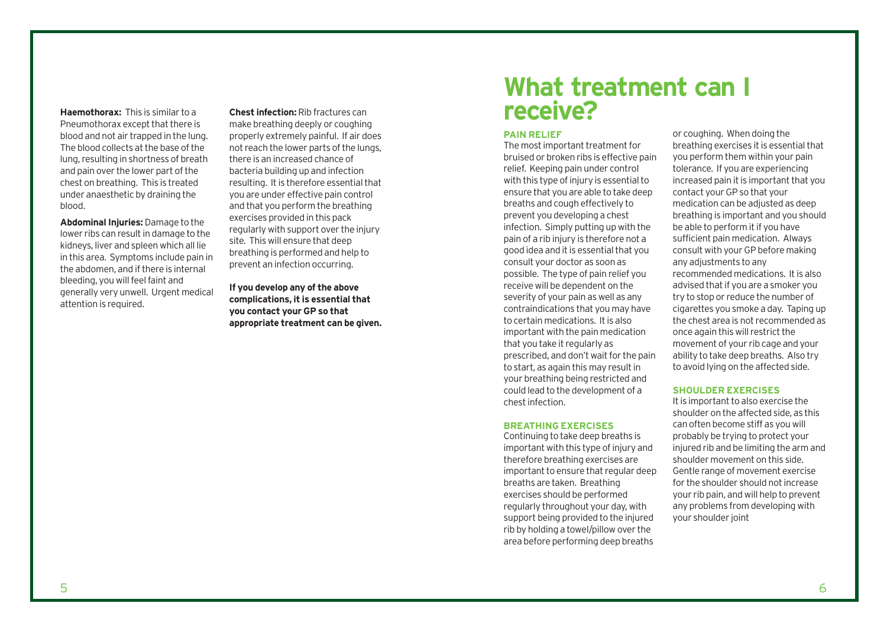**Haemothorax:** This is similar to a Pneumothorax except that there is blood and not air trapped in the lung. The blood collects at the base of the lung, resulting in shortness of breath and pain over the lower part of the chest on breathing. This is treated under anaesthetic by draining the blood.

**Abdominal Injuries:** Damage to the lower ribs can result in damage to the kidneys, liver and spleen which all lie in this area. Symptoms include pain in the abdomen, and if there is internal bleeding, you will feel faint and generally very unwell. Urgent medical attention is required.

**Chest infection:** Rib fractures can make breathing deeply or coughing properly extremely painful. If air does not reach the lower parts of the lungs, there is an increased chance of bacteria building up and infection resulting. It is therefore essential that you are under effective pain control and that you perform the breathing exercises provided in this pack regularly with support over the injury site. This will ensure that deep breathing is performed and help to prevent an infection occurring.

**If you develop any of the above complications, it is essential that you contact your GP so that appropriate treatment can be given.**

# What treatment can I receive?

## PAIN RELIEF

The most important treatment for bruised or broken ribs is effective pain relief. Keeping pain under control with this type of injury is essential to ensure that you are able to take deep breaths and cough effectively to prevent you developing a chest infection. Simply putting up with the pain of a rib injury is therefore not a good idea and it is essential that you consult your doctor as soon as possible. The type of pain relief you receive will be dependent on the severity of your pain as well as any contraindications that you may have to certain medications. It is also important with the pain medication that you take it regularly as prescribed, and don't wait for the pain to start, as again this may result in your breathing being restricted and could lead to the development of a chest infection.

## BREATHING EXERCISES

Continuing to take deep breaths is important with this type of injury and therefore breathing exercises are important to ensure that regular deep breaths are taken. Breathing exercises should be performed regularly throughout your day, with support being provided to the injured rib by holding a towel/pillow over the area before performing deep breaths or coughing. When doing the breathing exercises it is essential that you perform them within your pain tolerance. If you are experiencing increased pain it is important that you contact your GP so that your medication can be adjusted as deep breathing is important and you should be able to perform it if you have sufficient pain medication. Always consult with your GP before making any adjustments to any recommended medications. It is also advised that if you are a smoker you try to stop or reduce the number of cigarettes you smoke a day. Taping up the chest area is not recommended as once again this will restrict the movement of your rib cage and your ability to take deep breaths. Also try to avoid lying on the affected side.

## SHOULDER EXERCISES

It is important to also exercise the shoulder on the affected side, as this can often become stiff as you will probably be trying to protect your injured rib and be limiting the arm and shoulder movement on this side. Gentle range of movement exercise for the shoulder should not increase your rib pain, and will help to prevent any problems from developing with your shoulder joint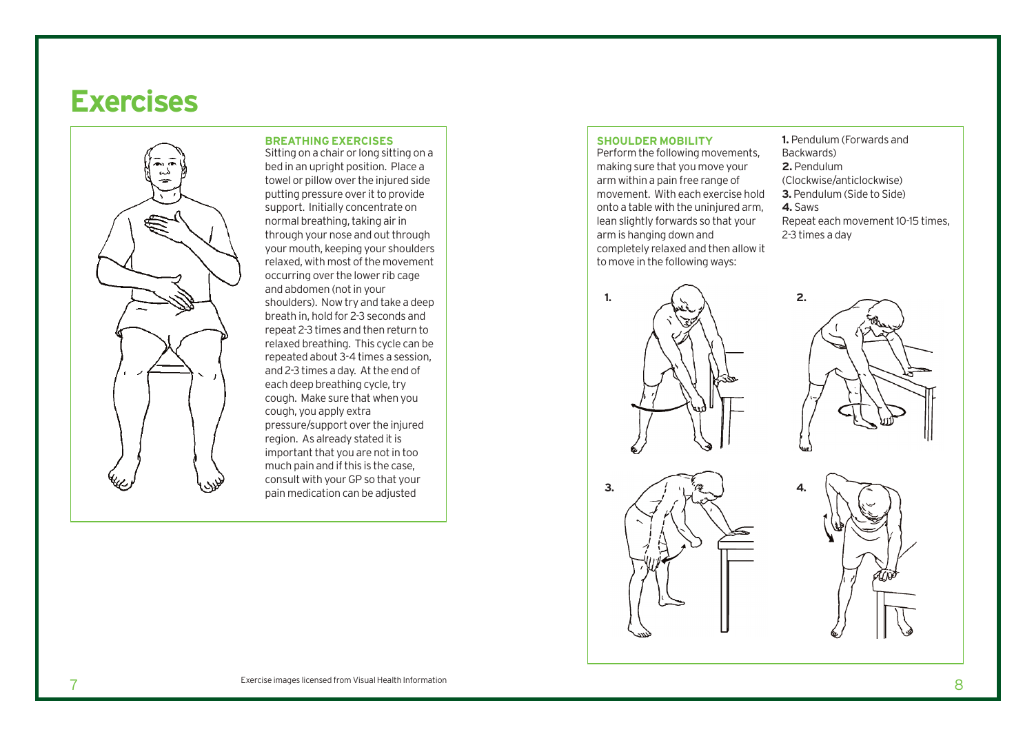# Exercises

### BREATHING EXERCISES

Sitting on a chair or long sitting on a bed in an upright position. Place a towel or pillow over the injured side putting pressure over it to provide support. Initially concentrate on normal breathing, taking air in through your nose and out through your mouth, keeping your shoulders relaxed, with most of the movement occurring over the lower rib cage and abdomen (not in your shoulders). Now try and take a deep breath in, hold for 2-3 seconds and repeat 2-3 times and then return to relaxed breathing. This cycle can be repeated about 3-4 times a session, and 2-3 times a day. At the end of each deep breathing cycle, try cough. Make sure that when you cough, you apply extra pressure/support over the injured region. As already stated it is important that you are not in too much pain and if this is the case, consult with your GP so that your pain medication can be adjusted

### SHOULDER MOBILITY

Perform the following movements, making sure that you move your arm within a pain free range of movement. With each exercise hold onto a table with the uninjured arm, lean slightly forwards so that your arm is hanging down and completely relaxed and then allow it to move in the following ways:

**1.** Pendulum (Forwards and Backwards)
**2.** Pendulum (Clockwise/anticlockwise)
**3.** Pendulum (Side to Side)
**4.** Saws

Repeat each movement 10-15 times, 2-3 times a day

Exercise images licensed from Visual Health Information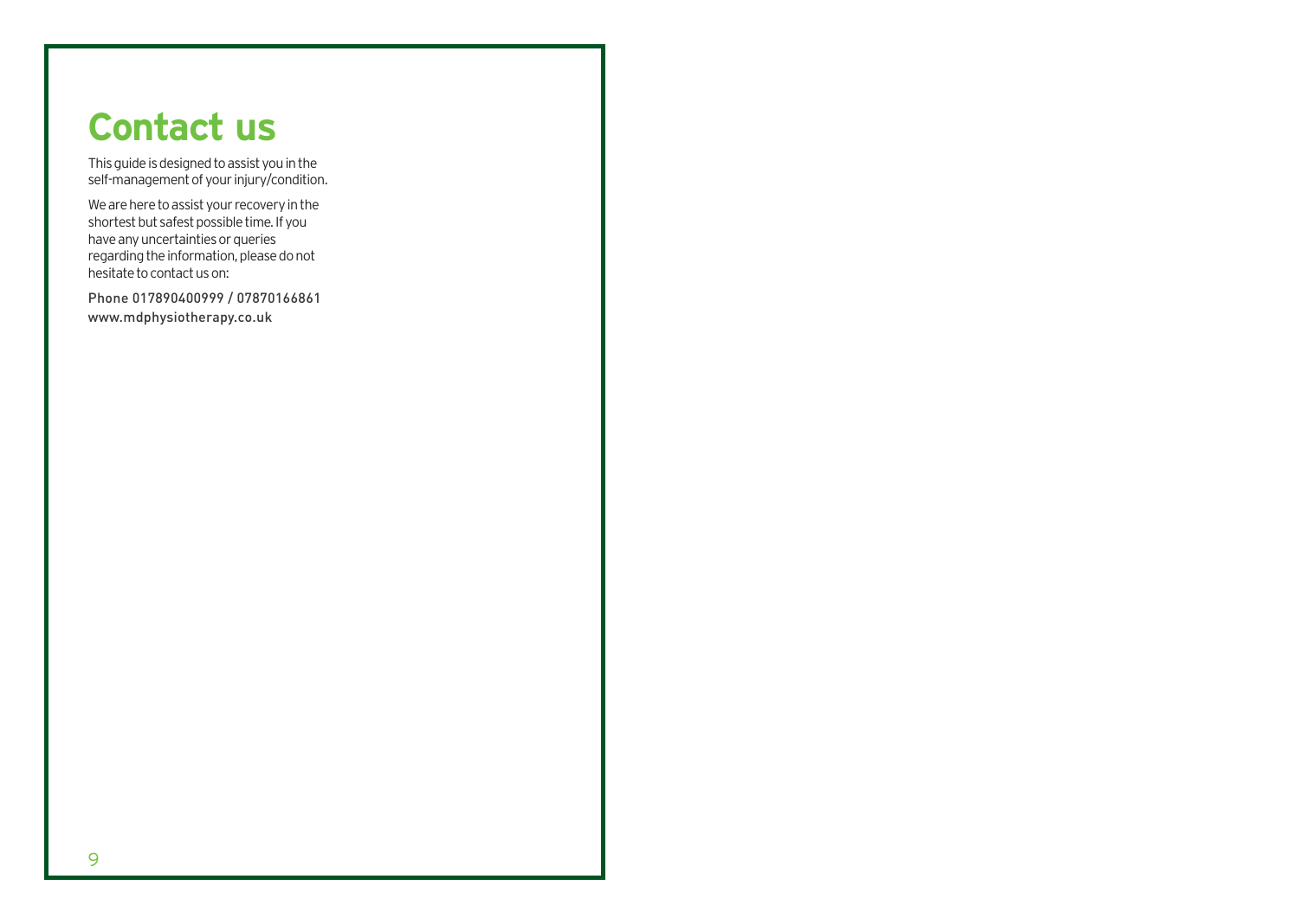# Contact us

This guide is designed to assist you in the self-management of your injury/condition.

We are here to assist your recovery in the shortest but safest possible time. If you have any uncertainties or queries regarding the information, please do not hesitate to contact us on:

Phone 017890400999 / 07870166861
www.mdphysiotherapy.co.uk